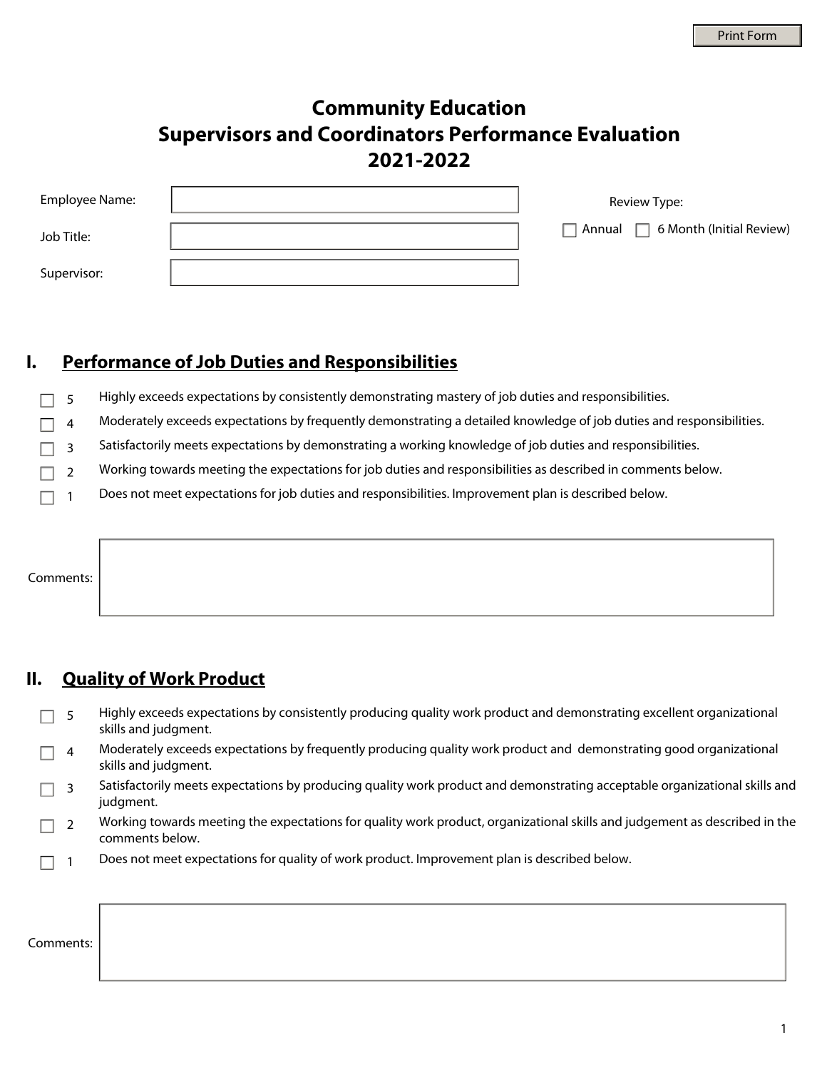# Community Education
# Supervisors and Coordinators Performance Evaluation
# 2021-2022

Employee Name:

Job Title:

Supervisor:

Review Type:

☐ Annual ☐ 6 Month (Initial Review)

## I. Performance of Job Duties and Responsibilities

- ☐ 5 Highly exceeds expectations by consistently demonstrating mastery of job duties and responsibilities.
- ☐ 4 Moderately exceeds expectations by frequently demonstrating a detailed knowledge of job duties and responsibilities.
- ☐ 3 Satisfactorily meets expectations by demonstrating a working knowledge of job duties and responsibilities.
- ☐ 2 Working towards meeting the expectations for job duties and responsibilities as described in comments below.
- ☐ 1 Does not meet expectations for job duties and responsibilities. Improvement plan is described below.

Comments:

## II. Quality of Work Product

- ☐ 5 Highly exceeds expectations by consistently producing quality work product and demonstrating excellent organizational skills and judgment.
- ☐ 4 Moderately exceeds expectations by frequently producing quality work product and demonstrating good organizational skills and judgment.
- ☐ 3 Satisfactorily meets expectations by producing quality work product and demonstrating acceptable organizational skills and judgment.
- ☐ 2 Working towards meeting the expectations for quality work product, organizational skills and judgement as described in the comments below.
- ☐ 1 Does not meet expectations for quality of work product. Improvement plan is described below.

Comments: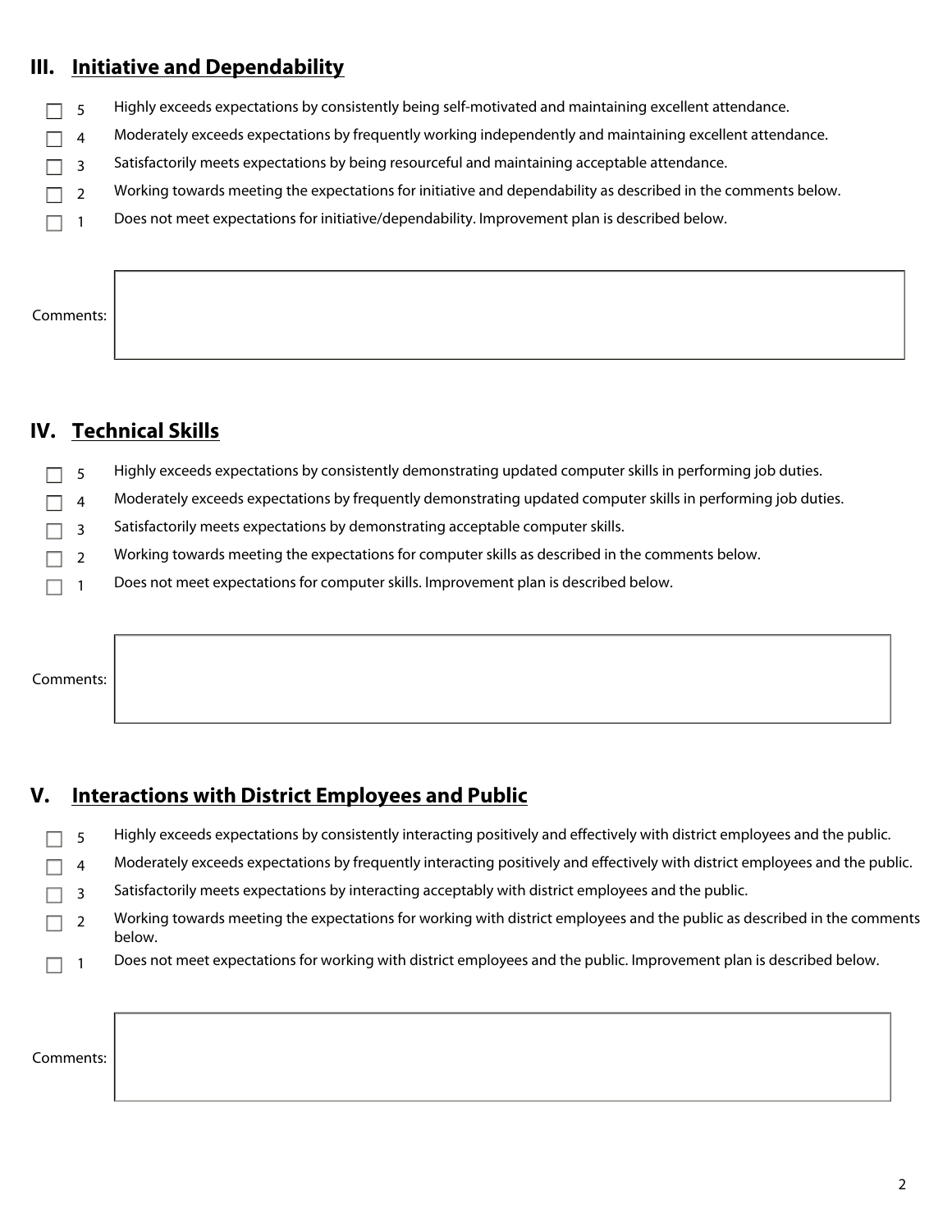## III. Initiative and Dependability

- ☐ 5 Highly exceeds expectations by consistently being self-motivated and maintaining excellent attendance.
- ☐ 4 Moderately exceeds expectations by frequently working independently and maintaining excellent attendance.
- ☐ 3 Satisfactorily meets expectations by being resourceful and maintaining acceptable attendance.
- ☐ 2 Working towards meeting the expectations for initiative and dependability as described in the comments below.
- ☐ 1 Does not meet expectations for initiative/dependability. Improvement plan is described below.

Comments:

## IV. Technical Skills

- ☐ 5 Highly exceeds expectations by consistently demonstrating updated computer skills in performing job duties.
- ☐ 4 Moderately exceeds expectations by frequently demonstrating updated computer skills in performing job duties.
- ☐ 3 Satisfactorily meets expectations by demonstrating acceptable computer skills.
- ☐ 2 Working towards meeting the expectations for computer skills as described in the comments below.
- ☐ 1 Does not meet expectations for computer skills. Improvement plan is described below.

Comments:

## V. Interactions with District Employees and Public

- ☐ 5 Highly exceeds expectations by consistently interacting positively and effectively with district employees and the public.
- ☐ 4 Moderately exceeds expectations by frequently interacting positively and effectively with district employees and the public.
- ☐ 3 Satisfactorily meets expectations by interacting acceptably with district employees and the public.
- ☐ 2 Working towards meeting the expectations for working with district employees and the public as described in the comments below.
- ☐ 1 Does not meet expectations for working with district employees and the public. Improvement plan is described below.

Comments: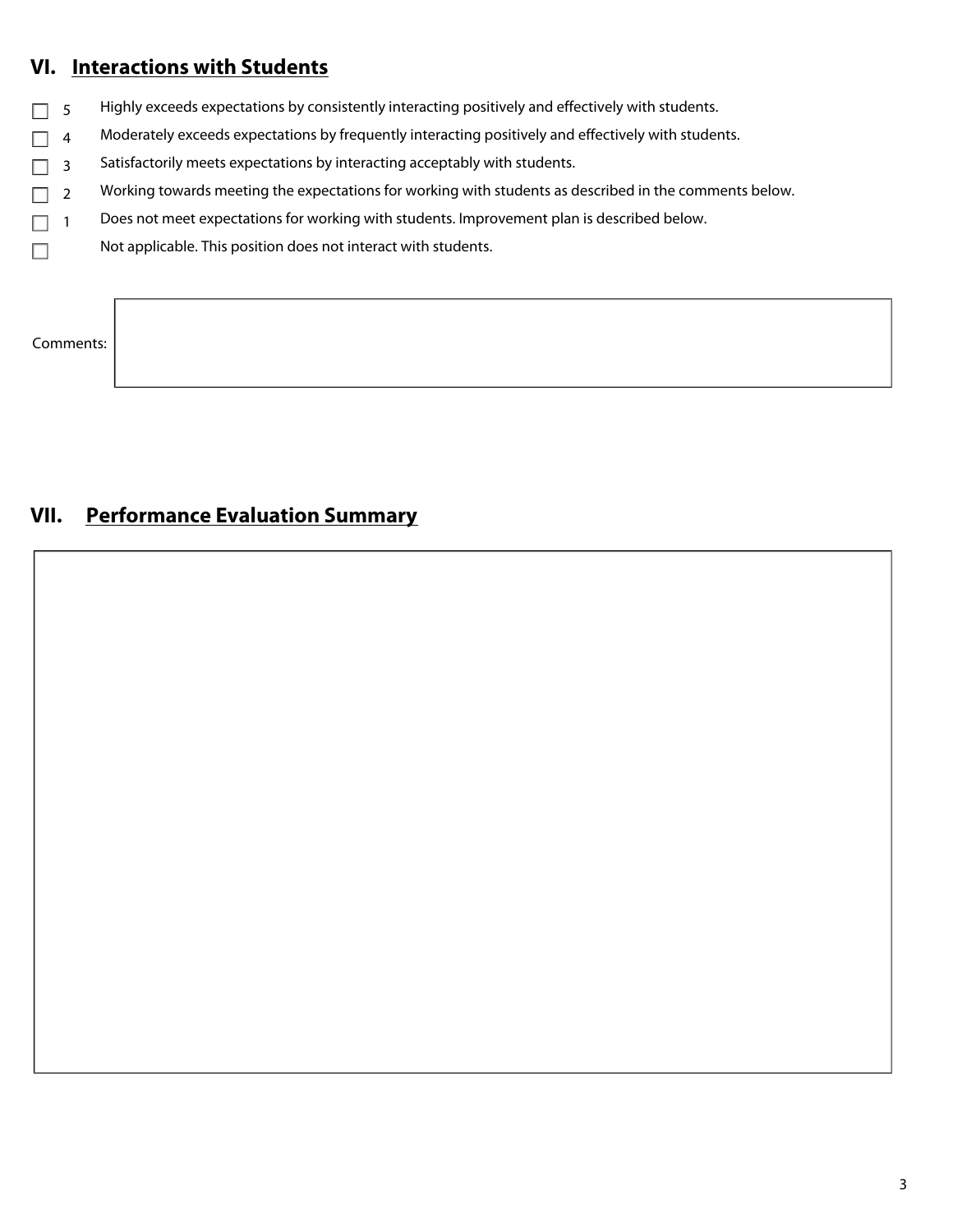## VI. Interactions with Students

- ☐ 5 Highly exceeds expectations by consistently interacting positively and effectively with students.
- ☐ 4 Moderately exceeds expectations by frequently interacting positively and effectively with students.
- ☐ 3 Satisfactorily meets expectations by interacting acceptably with students.
- ☐ 2 Working towards meeting the expectations for working with students as described in the comments below.
- ☐ 1 Does not meet expectations for working with students. Improvement plan is described below.
- ☐ Not applicable. This position does not interact with students.

Comments:

## VII. Performance Evaluation Summary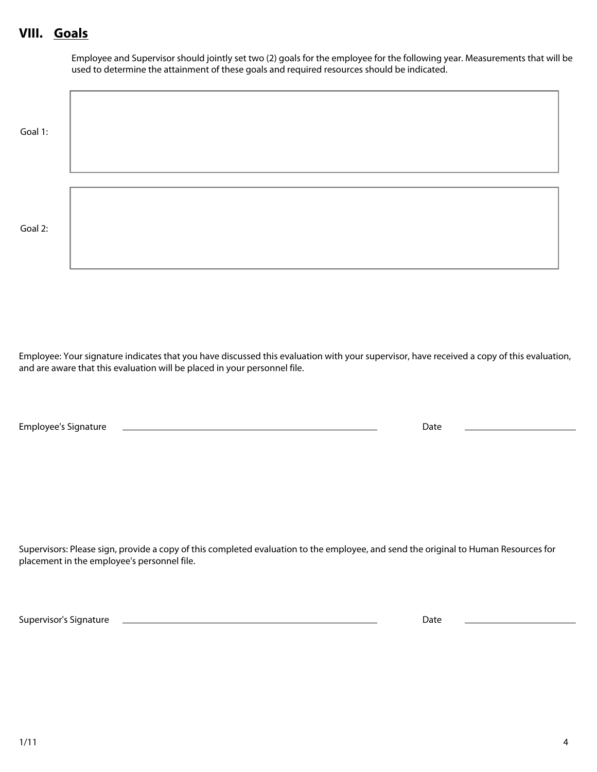## VIII. Goals

Employee and Supervisor should jointly set two (2) goals for the employee for the following year. Measurements that will be used to determine the attainment of these goals and required resources should be indicated.

Goal 1:

Goal 2:

Employee: Your signature indicates that you have discussed this evaluation with your supervisor, have received a copy of this evaluation, and are aware that this evaluation will be placed in your personnel file.

Employee's Signature \_\_\_\_\_\_\_\_\_\_\_\_\_\_\_\_\_\_\_\_\_\_\_\_\_\_\_\_\_\_\_\_ Date \_\_\_\_\_\_\_\_\_\_\_\_\_\_\_\_

Supervisors: Please sign, provide a copy of this completed evaluation to the employee, and send the original to Human Resources for placement in the employee's personnel file.

Supervisor's Signature \_\_\_\_\_\_\_\_\_\_\_\_\_\_\_\_\_\_\_\_\_\_\_\_\_\_\_\_\_\_\_\_ Date \_\_\_\_\_\_\_\_\_\_\_\_\_\_\_\_

1/11